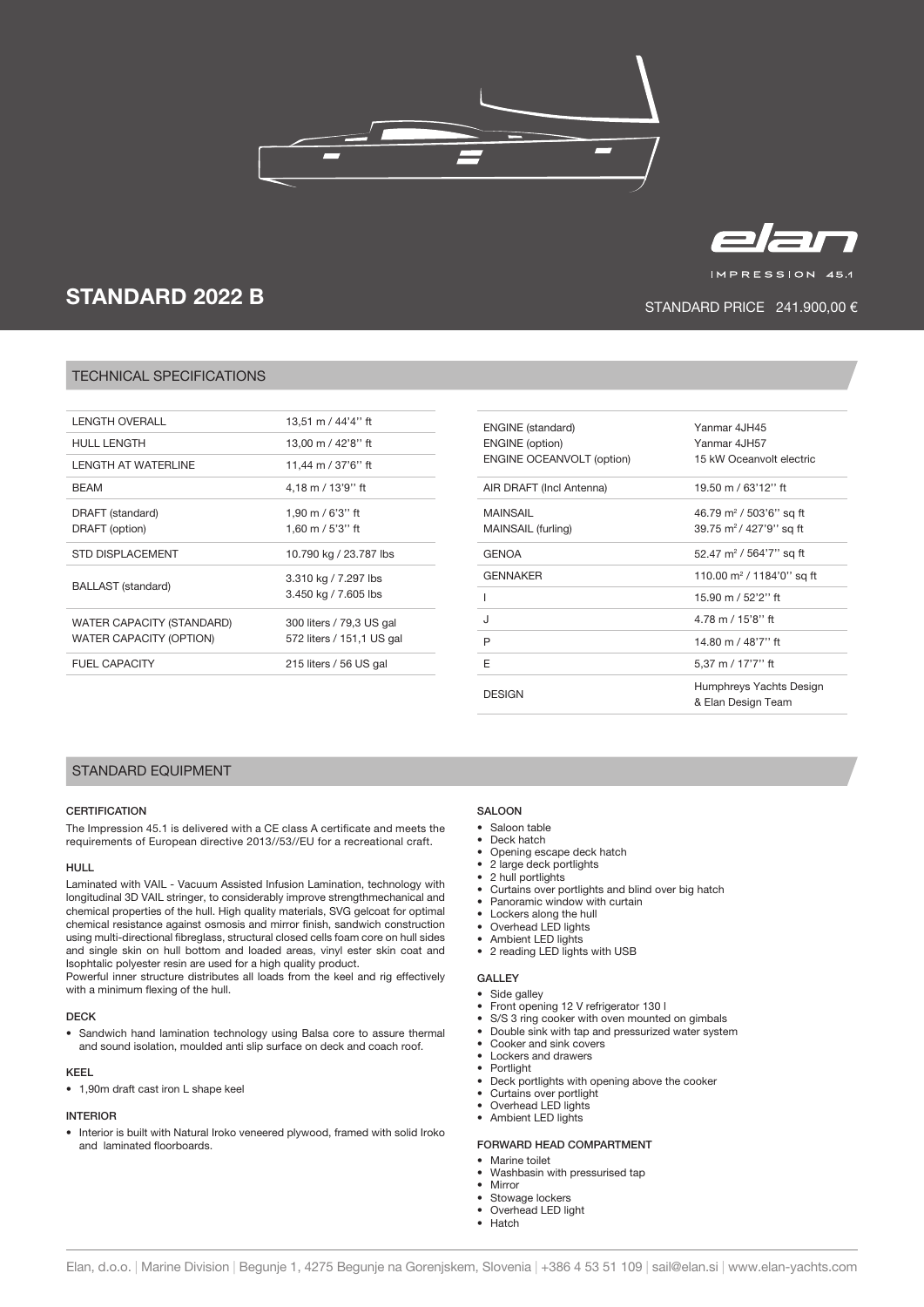elan

IMPRESSION 45.1

# STANDARD 2022 B

STANDARD PRICE 241.900,00 €

## TECHNICAL SPECIFICATIONS

| | |
|---|---|
| LENGTH OVERALL | 13,51 m / 44'4'' ft |
| HULL LENGTH | 13,00 m / 42'8'' ft |
| LENGTH AT WATERLINE | 11,44 m / 37'6'' ft |
| BEAM | 4,18 m / 13'9'' ft |
| DRAFT (standard)<br>DRAFT (option) | 1,90 m / 6'3'' ft<br>1,60 m / 5'3'' ft |
| STD DISPLACEMENT | 10.790 kg / 23.787 lbs |
| BALLAST (standard) | 3.310 kg / 7.297 lbs<br>3.450 kg / 7.605 lbs |
| WATER CAPACITY (STANDARD)<br>WATER CAPACITY (OPTION) | 300 liters / 79,3 US gal<br>572 liters / 151,1 US gal |
| FUEL CAPACITY | 215 liters / 56 US gal |

| | |
|---|---|
| ENGINE (standard)<br>ENGINE (option)<br>ENGINE OCEANVOLT (option) | Yanmar 4JH45<br>Yanmar 4JH57<br>15 kW Oceanvolt electric |
| AIR DRAFT (Incl Antenna) | 19.50 m / 63'12'' ft |
| MAINSAIL<br>MAINSAIL (furling) | 46.79 m² / 503'6'' sq ft<br>39.75 m² / 427'9'' sq ft |
| GENOA | 52.47 m² / 564'7'' sq ft |
| GENNAKER | 110.00 m² / 1184'0'' sq ft |
| I | 15.90 m / 52'2'' ft |
| J | 4.78 m / 15'8'' ft |
| P | 14.80 m / 48'7'' ft |
| E | 5,37 m / 17'7'' ft |
| DESIGN | Humphreys Yachts Design<br>& Elan Design Team |

## STANDARD EQUIPMENT

### CERTIFICATION

The Impression 45.1 is delivered with a CE class A certificate and meets the requirements of European directive 2013//53//EU for a recreational craft.

### HULL

Laminated with VAIL - Vacuum Assisted Infusion Lamination, technology with longitudinal 3D VAIL stringer, to considerably improve strengthmechanical and chemical properties of the hull. High quality materials, SVG gelcoat for optimal chemical resistance against osmosis and mirror finish, sandwich construction using multi-directional fibreglass, structural closed cells foam core on hull sides and single skin on hull bottom and loaded areas, vinyl ester skin coat and Isophtalic polyester resin are used for a high quality product.
Powerful inner structure distributes all loads from the keel and rig effectively with a minimum flexing of the hull.

### DECK

- Sandwich hand lamination technology using Balsa core to assure thermal and sound isolation, moulded anti slip surface on deck and coach roof.

### KEEL

- 1,90m draft cast iron L shape keel

### INTERIOR

- Interior is built with Natural Iroko veneered plywood, framed with solid Iroko and laminated floorboards.

### SALOON

- Saloon table
- Deck hatch
- Opening escape deck hatch
- 2 large deck portlights
- 2 hull portlights
- Curtains over portlights and blind over big hatch
- Panoramic window with curtain
- Lockers along the hull
- Overhead LED lights
- Ambient LED lights
- 2 reading LED lights with USB

### GALLEY

- Side galley
- Front opening 12 V refrigerator 130 l
- S/S 3 ring cooker with oven mounted on gimbals
- Double sink with tap and pressurized water system
- Cooker and sink covers
- Lockers and drawers
- Portlight
- Deck portlights with opening above the cooker
- Curtains over portlight
- Overhead LED lights
- Ambient LED lights

### FORWARD HEAD COMPARTMENT

- Marine toilet
- Washbasin with pressurised tap
- Mirror
- Stowage lockers
- Overhead LED light
- Hatch

Elan, d.o.o. | Marine Division | Begunje 1, 4275 Begunje na Gorenjskem, Slovenia | +386 4 53 51 109 | sail@elan.si | www.elan-yachts.com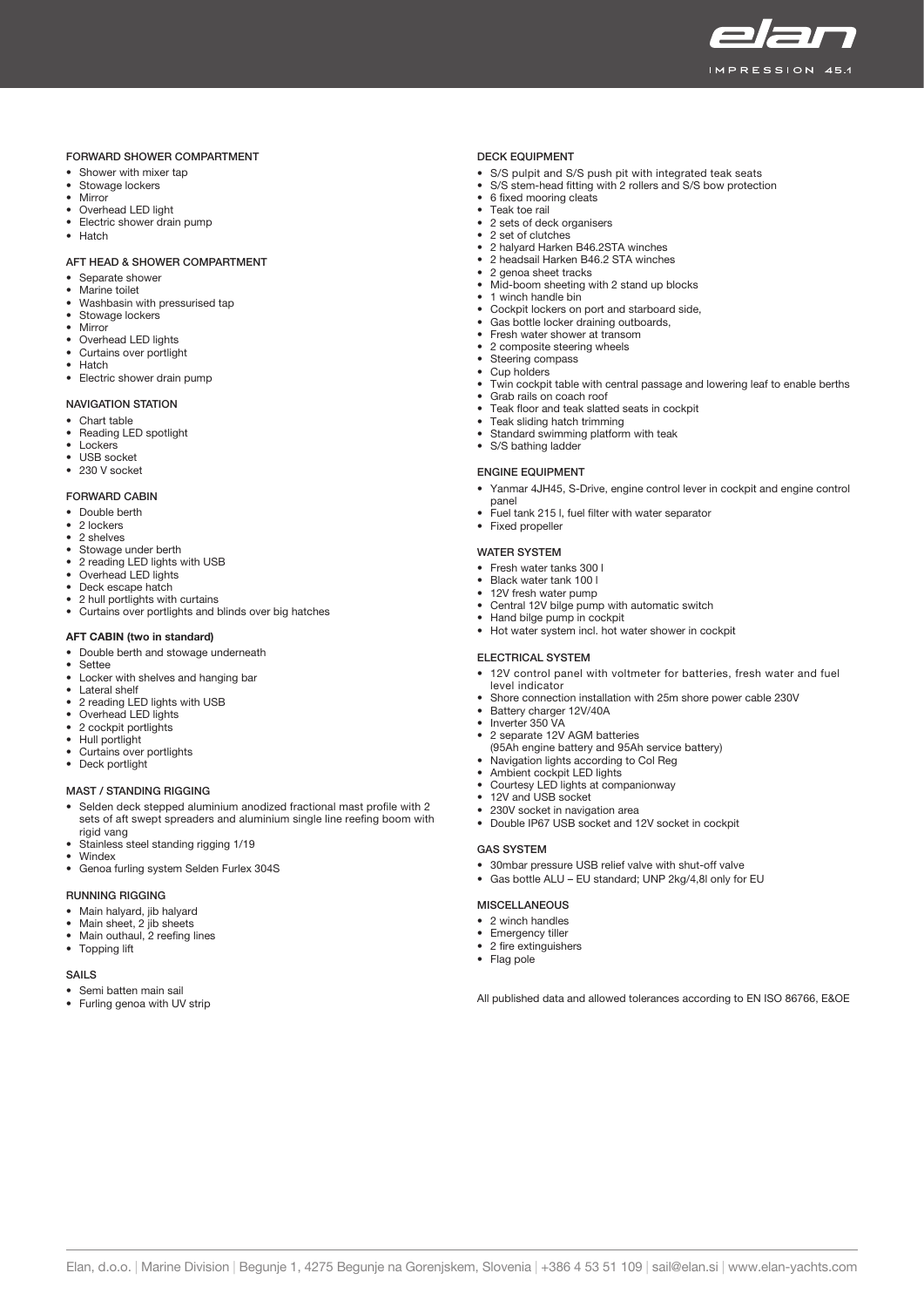### FORWARD SHOWER COMPARTMENT

- Shower with mixer tap
- Stowage lockers
- Mirror
- Overhead LED light
- Electric shower drain pump
- Hatch

### AFT HEAD & SHOWER COMPARTMENT

- Separate shower
- Marine toilet
- Washbasin with pressurised tap
- Stowage lockers
- Mirror
- Overhead LED lights
- Curtains over portlight
- Hatch
- Electric shower drain pump

### NAVIGATION STATION

- Chart table
- Reading LED spotlight
- Lockers
- USB socket
- 230 V socket

### FORWARD CABIN

- Double berth
- 2 lockers
- 2 shelves
- Stowage under berth
- 2 reading LED lights with USB
- Overhead LED lights
- Deck escape hatch
- 2 hull portlights with curtains
- Curtains over portlights and blinds over big hatches

### AFT CABIN (two in standard)

- Double berth and stowage underneath
- Settee
- Locker with shelves and hanging bar
- Lateral shelf
- 2 reading LED lights with USB
- Overhead LED lights
- 2 cockpit portlights
- Hull portlight
- Curtains over portlights
- Deck portlight

### MAST / STANDING RIGGING

- Selden deck stepped aluminium anodized fractional mast profile with 2 sets of aft swept spreaders and aluminium single line reefing boom with rigid vang
- Stainless steel standing rigging 1/19
- Windex
- Genoa furling system Selden Furlex 304S

### RUNNING RIGGING

- Main halyard, jib halyard
- Main sheet, 2 jib sheets
- Main outhaul, 2 reefing lines
- Topping lift

### SAILS

- Semi batten main sail
- Furling genoa with UV strip

### DECK EQUIPMENT

- S/S pulpit and S/S push pit with integrated teak seats
- S/S stem-head fitting with 2 rollers and S/S bow protection
- 6 fixed mooring cleats
- Teak toe rail
- 2 sets of deck organisers
- 2 set of clutches
- 2 halyard Harken B46.2STA winches
- 2 headsail Harken B46.2 STA winches
- 2 genoa sheet tracks
- Mid-boom sheeting with 2 stand up blocks
- 1 winch handle bin
- Cockpit lockers on port and starboard side,
- Gas bottle locker draining outboards,
- Fresh water shower at transom
- 2 composite steering wheels
- Steering compass
- Cup holders
- Twin cockpit table with central passage and lowering leaf to enable berths
- Grab rails on coach roof
- Teak floor and teak slatted seats in cockpit
- Teak sliding hatch trimming
- Standard swimming platform with teak
- S/S bathing ladder

### ENGINE EQUIPMENT

- Yanmar 4JH45, S-Drive, engine control lever in cockpit and engine control panel
- Fuel tank 215 l, fuel filter with water separator
- Fixed propeller

### WATER SYSTEM

- Fresh water tanks 300 l
- Black water tank 100 l
- 12V fresh water pump
- Central 12V bilge pump with automatic switch
- Hand bilge pump in cockpit
- Hot water system incl. hot water shower in cockpit

### ELECTRICAL SYSTEM

- 12V control panel with voltmeter for batteries, fresh water and fuel level indicator
- Shore connection installation with 25m shore power cable 230V
- Battery charger 12V/40A
- Inverter 350 VA
- 2 separate 12V AGM batteries
  (95Ah engine battery and 95Ah service battery)
- Navigation lights according to Col Reg
- Ambient cockpit LED lights
- Courtesy LED lights at companionway
- 12V and USB socket
- 230V socket in navigation area
- Double IP67 USB socket and 12V socket in cockpit

### GAS SYSTEM

- 30mbar pressure USB relief valve with shut-off valve
- Gas bottle ALU – EU standard; UNP 2kg/4,8l only for EU

### MISCELLANEOUS

- 2 winch handles
- Emergency tiller
- 2 fire extinguishers
- Flag pole

All published data and allowed tolerances according to EN ISO 86766, E&OE

Elan, d.o.o. | Marine Division | Begunje 1, 4275 Begunje na Gorenjskem, Slovenia | +386 4 53 51 109 | sail@elan.si | www.elan-yachts.com